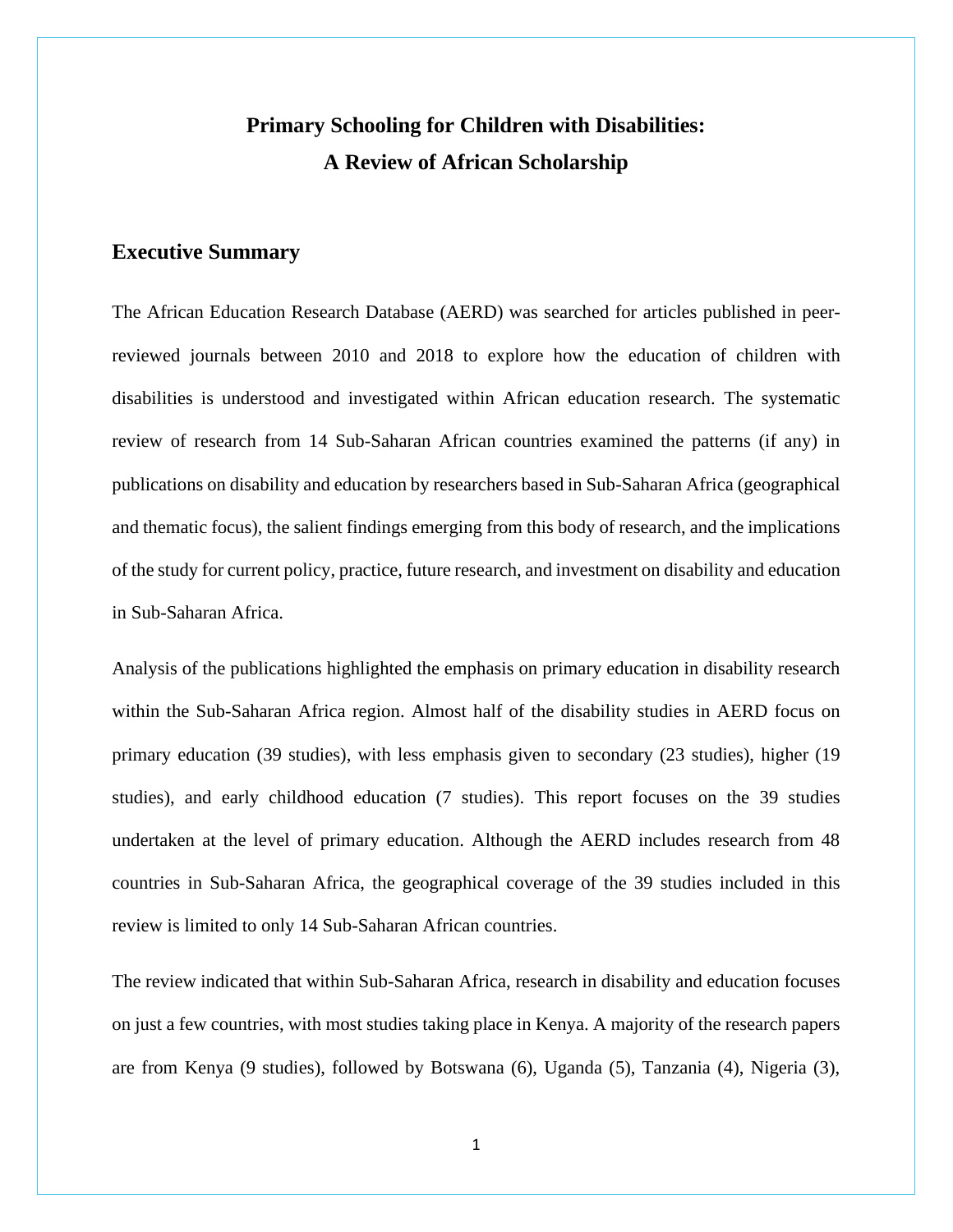# Primary Schooling for Children with Disabilities: A Review of African Scholarship

## Executive Summary

The African Education Research Database (AERD) was searched for articles published in peer-reviewed journals between 2010 and 2018 to explore how the education of children with disabilities is understood and investigated within African education research. The systematic review of research from 14 Sub-Saharan African countries examined the patterns (if any) in publications on disability and education by researchers based in Sub-Saharan Africa (geographical and thematic focus), the salient findings emerging from this body of research, and the implications of the study for current policy, practice, future research, and investment on disability and education in Sub-Saharan Africa.

Analysis of the publications highlighted the emphasis on primary education in disability research within the Sub-Saharan Africa region. Almost half of the disability studies in AERD focus on primary education (39 studies), with less emphasis given to secondary (23 studies), higher (19 studies), and early childhood education (7 studies). This report focuses on the 39 studies undertaken at the level of primary education. Although the AERD includes research from 48 countries in Sub-Saharan Africa, the geographical coverage of the 39 studies included in this review is limited to only 14 Sub-Saharan African countries.

The review indicated that within Sub-Saharan Africa, research in disability and education focuses on just a few countries, with most studies taking place in Kenya. A majority of the research papers are from Kenya (9 studies), followed by Botswana (6), Uganda (5), Tanzania (4), Nigeria (3),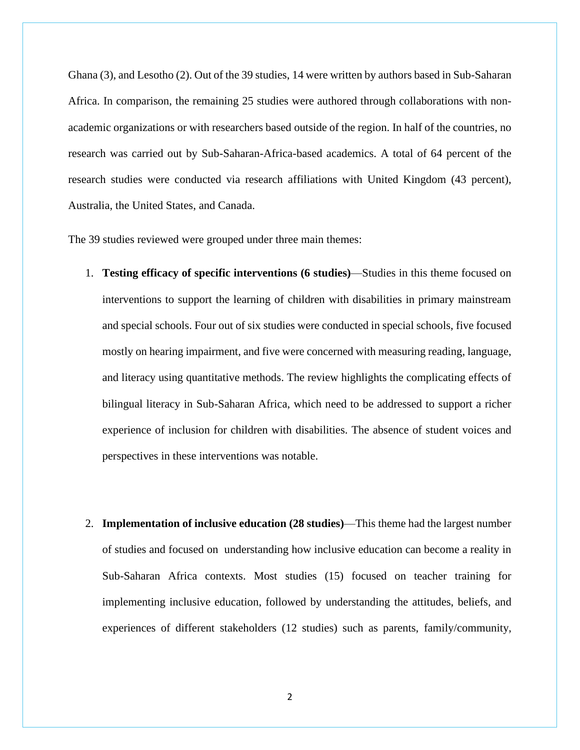Ghana (3), and Lesotho (2). Out of the 39 studies, 14 were written by authors based in Sub-Saharan Africa. In comparison, the remaining 25 studies were authored through collaborations with non-academic organizations or with researchers based outside of the region. In half of the countries, no research was carried out by Sub-Saharan-Africa-based academics. A total of 64 percent of the research studies were conducted via research affiliations with United Kingdom (43 percent), Australia, the United States, and Canada.

The 39 studies reviewed were grouped under three main themes:

1. **Testing efficacy of specific interventions (6 studies)**—Studies in this theme focused on interventions to support the learning of children with disabilities in primary mainstream and special schools. Four out of six studies were conducted in special schools, five focused mostly on hearing impairment, and five were concerned with measuring reading, language, and literacy using quantitative methods. The review highlights the complicating effects of bilingual literacy in Sub-Saharan Africa, which need to be addressed to support a richer experience of inclusion for children with disabilities. The absence of student voices and perspectives in these interventions was notable.

2. **Implementation of inclusive education (28 studies)**—This theme had the largest number of studies and focused on understanding how inclusive education can become a reality in Sub-Saharan Africa contexts. Most studies (15) focused on teacher training for implementing inclusive education, followed by understanding the attitudes, beliefs, and experiences of different stakeholders (12 studies) such as parents, family/community,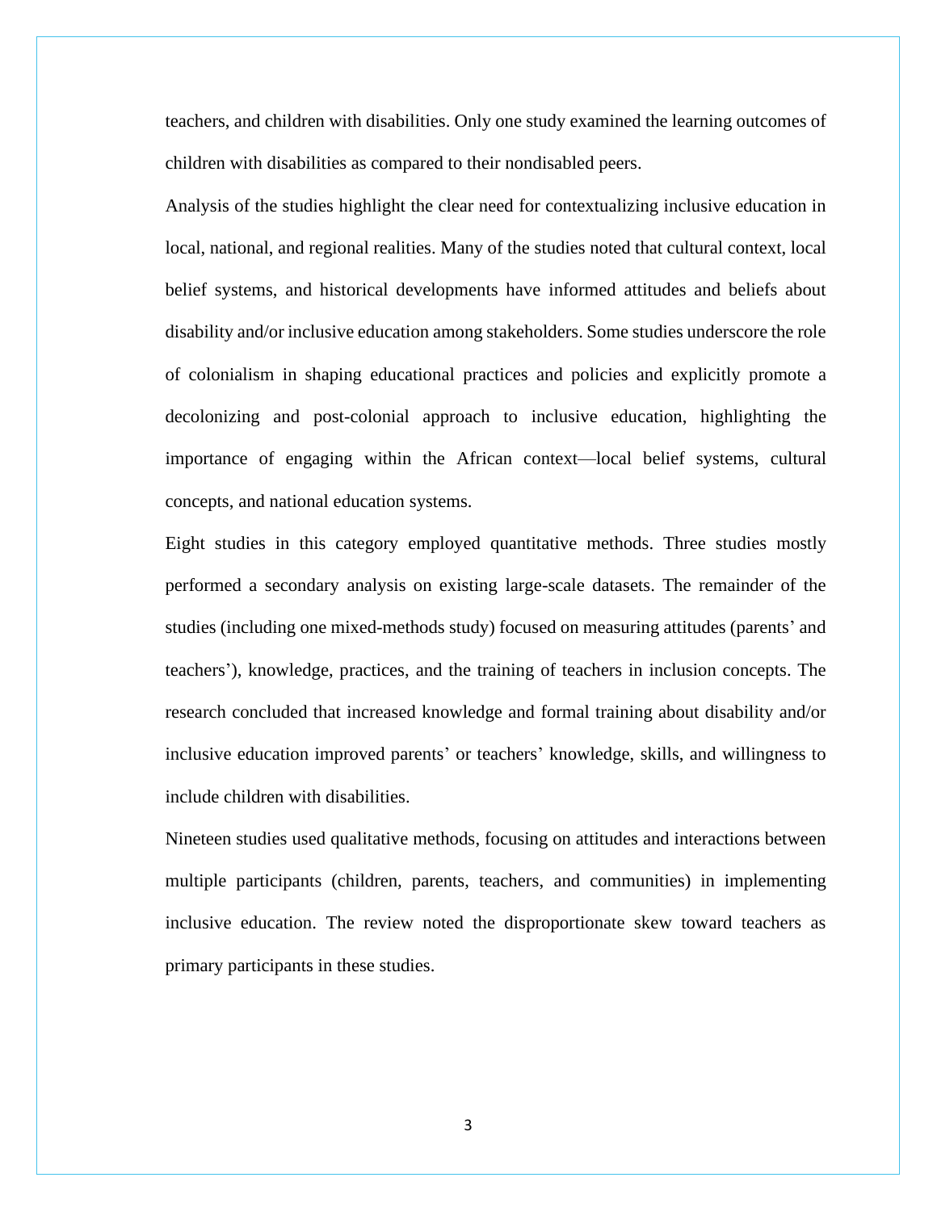teachers, and children with disabilities. Only one study examined the learning outcomes of children with disabilities as compared to their nondisabled peers.

Analysis of the studies highlight the clear need for contextualizing inclusive education in local, national, and regional realities. Many of the studies noted that cultural context, local belief systems, and historical developments have informed attitudes and beliefs about disability and/or inclusive education among stakeholders. Some studies underscore the role of colonialism in shaping educational practices and policies and explicitly promote a decolonizing and post-colonial approach to inclusive education, highlighting the importance of engaging within the African context—local belief systems, cultural concepts, and national education systems.

Eight studies in this category employed quantitative methods. Three studies mostly performed a secondary analysis on existing large-scale datasets. The remainder of the studies (including one mixed-methods study) focused on measuring attitudes (parents' and teachers'), knowledge, practices, and the training of teachers in inclusion concepts. The research concluded that increased knowledge and formal training about disability and/or inclusive education improved parents' or teachers' knowledge, skills, and willingness to include children with disabilities.

Nineteen studies used qualitative methods, focusing on attitudes and interactions between multiple participants (children, parents, teachers, and communities) in implementing inclusive education. The review noted the disproportionate skew toward teachers as primary participants in these studies.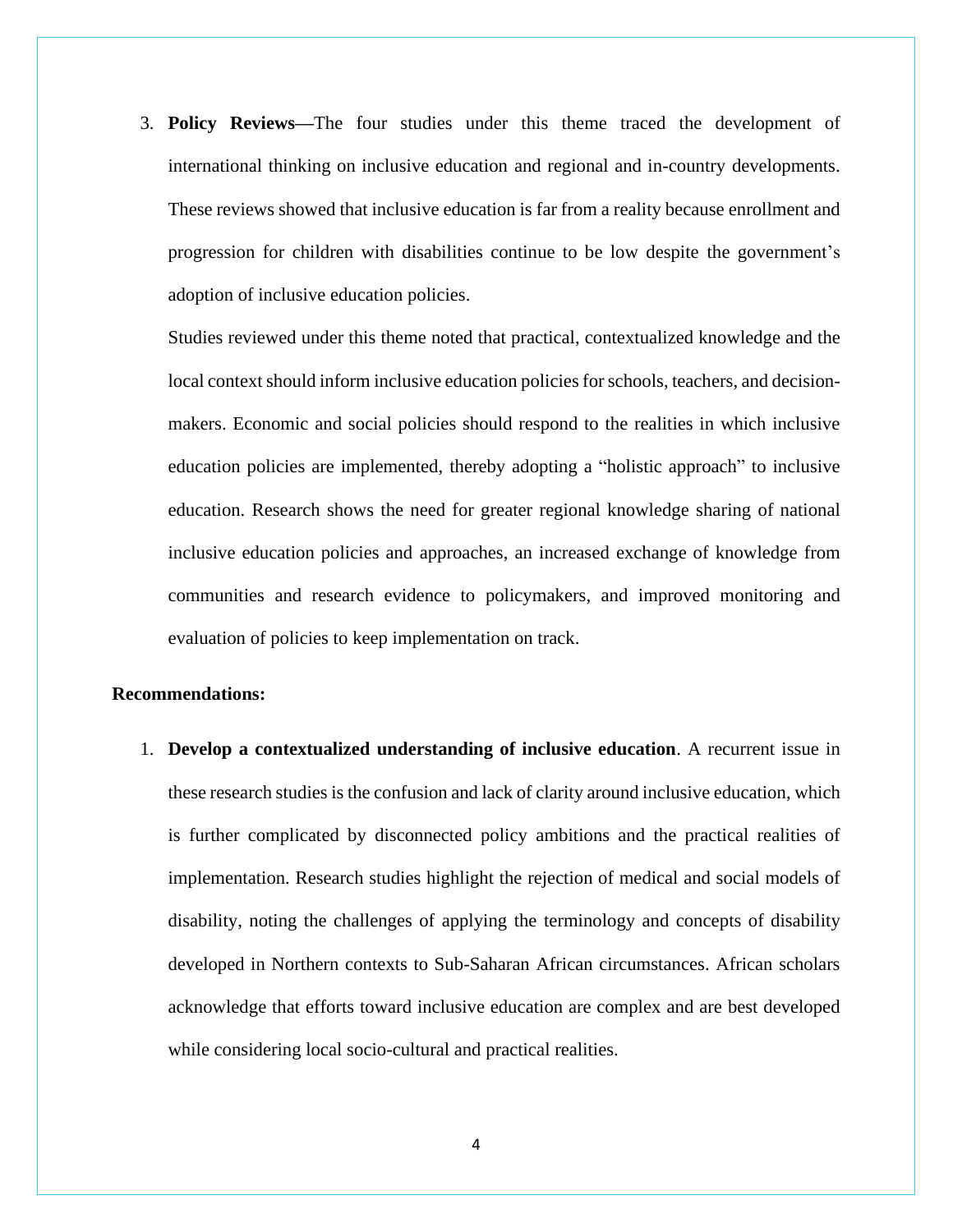3. **Policy Reviews—**The four studies under this theme traced the development of international thinking on inclusive education and regional and in-country developments. These reviews showed that inclusive education is far from a reality because enrollment and progression for children with disabilities continue to be low despite the government's adoption of inclusive education policies.

   Studies reviewed under this theme noted that practical, contextualized knowledge and the local context should inform inclusive education policies for schools, teachers, and decision-makers. Economic and social policies should respond to the realities in which inclusive education policies are implemented, thereby adopting a "holistic approach" to inclusive education. Research shows the need for greater regional knowledge sharing of national inclusive education policies and approaches, an increased exchange of knowledge from communities and research evidence to policymakers, and improved monitoring and evaluation of policies to keep implementation on track.

**Recommendations:**

1. **Develop a contextualized understanding of inclusive education**. A recurrent issue in these research studies is the confusion and lack of clarity around inclusive education, which is further complicated by disconnected policy ambitions and the practical realities of implementation. Research studies highlight the rejection of medical and social models of disability, noting the challenges of applying the terminology and concepts of disability developed in Northern contexts to Sub-Saharan African circumstances. African scholars acknowledge that efforts toward inclusive education are complex and are best developed while considering local socio-cultural and practical realities.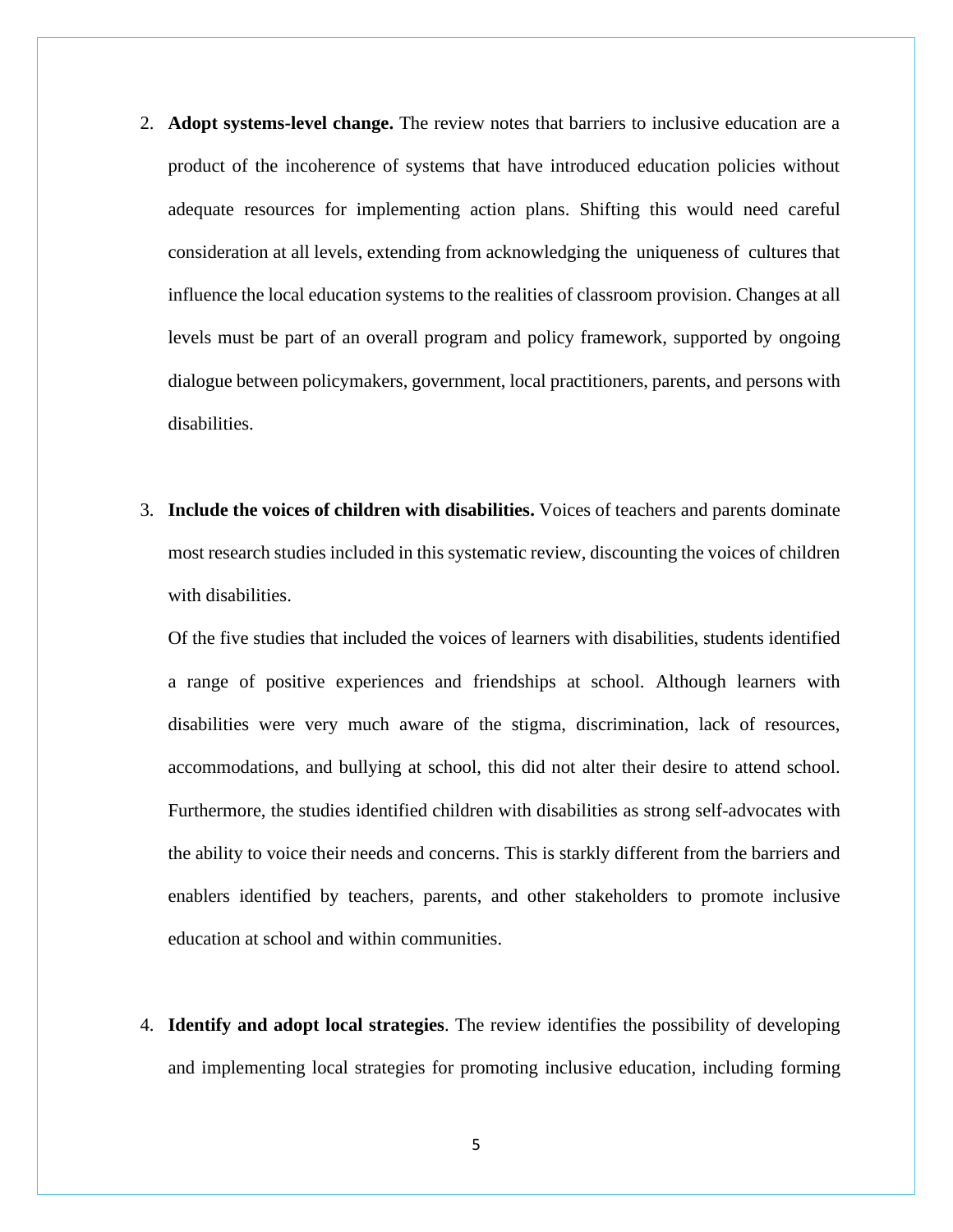2. **Adopt systems-level change.** The review notes that barriers to inclusive education are a product of the incoherence of systems that have introduced education policies without adequate resources for implementing action plans. Shifting this would need careful consideration at all levels, extending from acknowledging the uniqueness of cultures that influence the local education systems to the realities of classroom provision. Changes at all levels must be part of an overall program and policy framework, supported by ongoing dialogue between policymakers, government, local practitioners, parents, and persons with disabilities.

3. **Include the voices of children with disabilities.** Voices of teachers and parents dominate most research studies included in this systematic review, discounting the voices of children with disabilities.

   Of the five studies that included the voices of learners with disabilities, students identified a range of positive experiences and friendships at school. Although learners with disabilities were very much aware of the stigma, discrimination, lack of resources, accommodations, and bullying at school, this did not alter their desire to attend school. Furthermore, the studies identified children with disabilities as strong self-advocates with the ability to voice their needs and concerns. This is starkly different from the barriers and enablers identified by teachers, parents, and other stakeholders to promote inclusive education at school and within communities.

4. **Identify and adopt local strategies**. The review identifies the possibility of developing and implementing local strategies for promoting inclusive education, including forming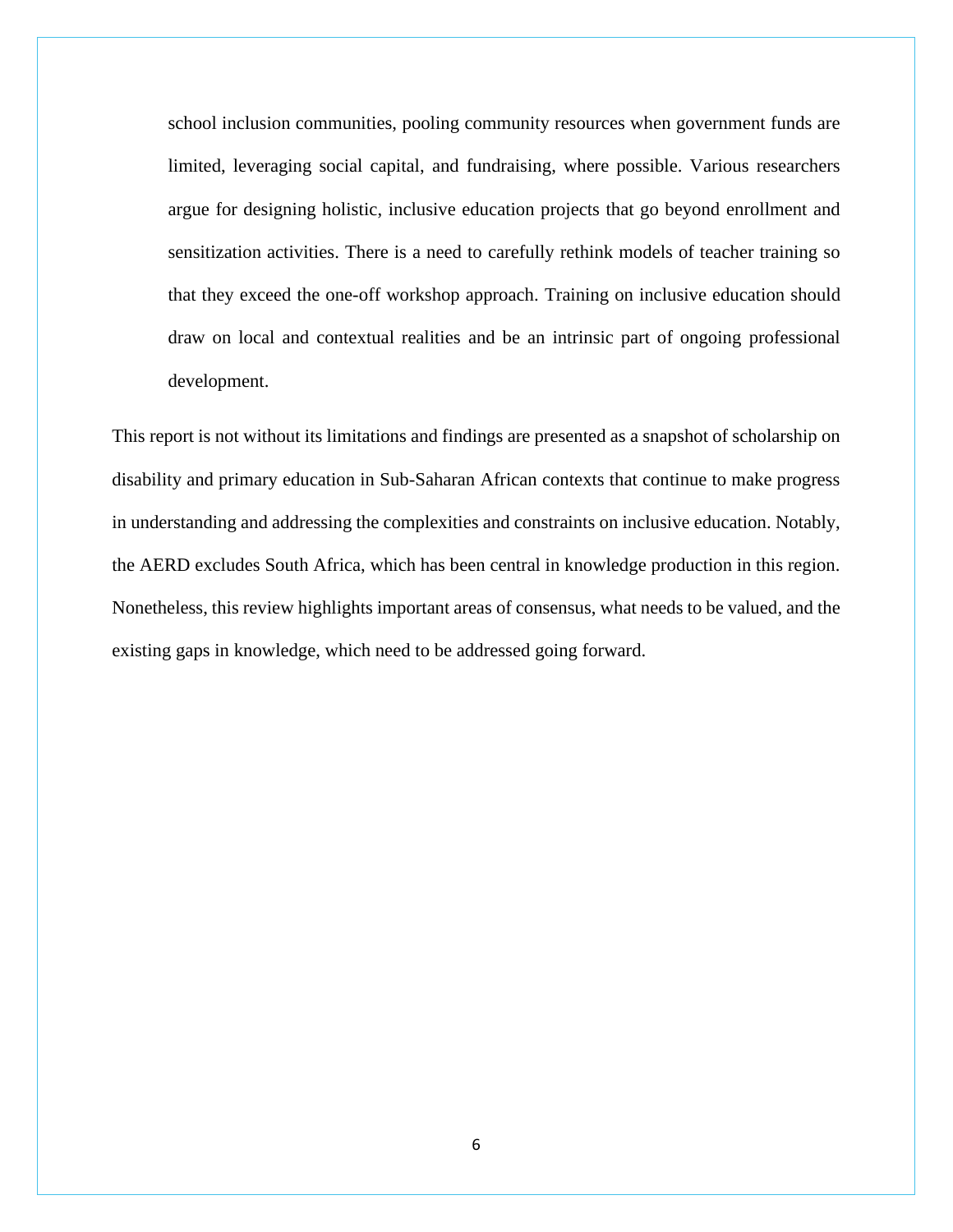school inclusion communities, pooling community resources when government funds are limited, leveraging social capital, and fundraising, where possible. Various researchers argue for designing holistic, inclusive education projects that go beyond enrollment and sensitization activities. There is a need to carefully rethink models of teacher training so that they exceed the one-off workshop approach. Training on inclusive education should draw on local and contextual realities and be an intrinsic part of ongoing professional development.

This report is not without its limitations and findings are presented as a snapshot of scholarship on disability and primary education in Sub-Saharan African contexts that continue to make progress in understanding and addressing the complexities and constraints on inclusive education. Notably, the AERD excludes South Africa, which has been central in knowledge production in this region. Nonetheless, this review highlights important areas of consensus, what needs to be valued, and the existing gaps in knowledge, which need to be addressed going forward.